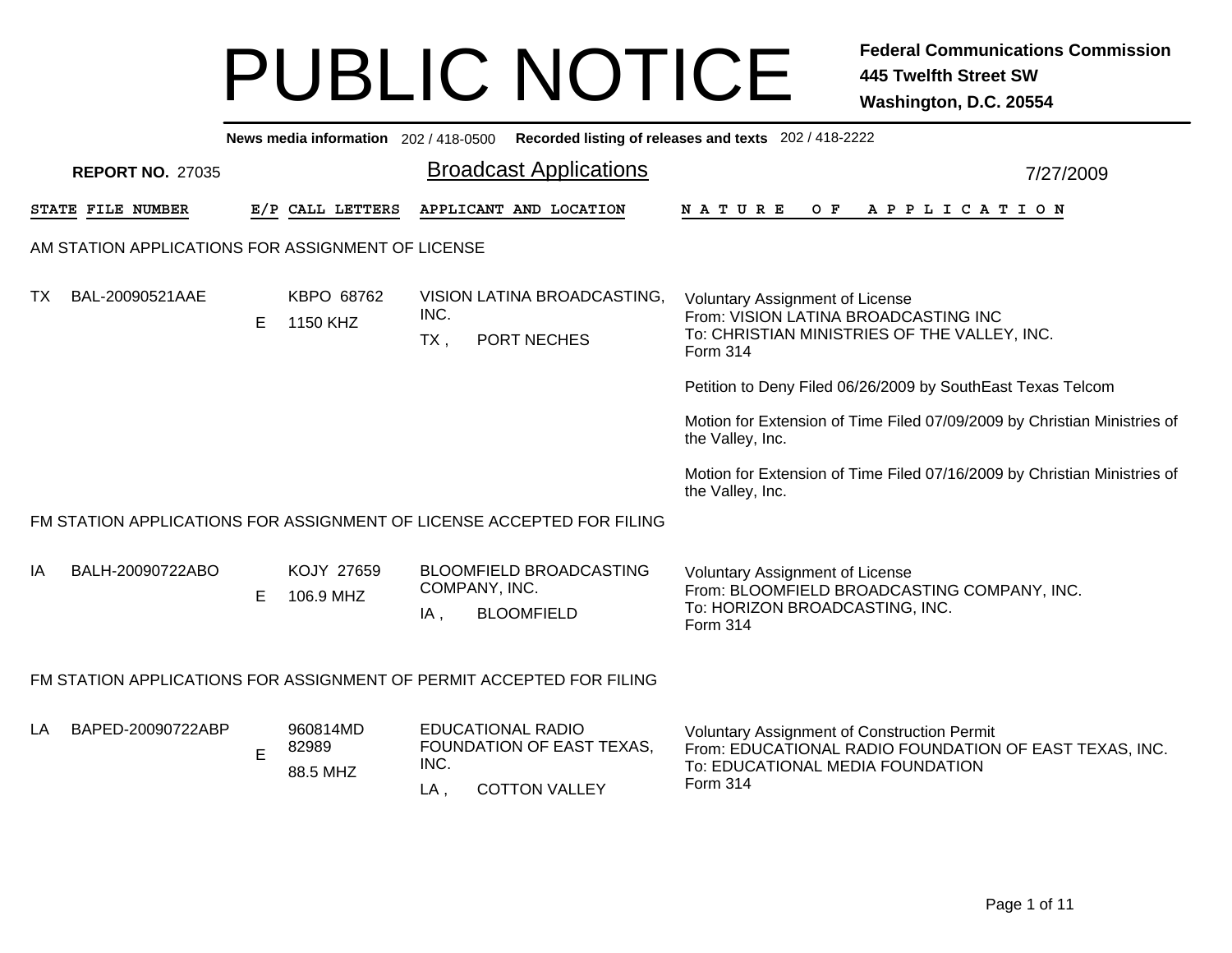# PUBLIC NOTICE

**Federal Communications Commission**
**445 Twelfth Street SW**
**Washington, D.C. 20554**

**News media information** 202 / 418-0500 **Recorded listing of releases and texts** 202 / 418-2222

**REPORT NO.** 27035

## Broadcast Applications

7/27/2009

| STATE | FILE NUMBER | E/P | CALL LETTERS | APPLICANT AND LOCATION | NATURE OF APPLICATION |
|---|---|---|---|---|---|

### AM STATION APPLICATIONS FOR ASSIGNMENT OF LICENSE

| STATE | FILE NUMBER | E/P | CALL LETTERS | APPLICANT AND LOCATION | NATURE OF APPLICATION |
|---|---|---|---|---|---|
| TX | BAL-20090521AAE | E | KBPO 68762<br>1150 KHZ | VISION LATINA BROADCASTING, INC.<br>TX , PORT NECHES | Voluntary Assignment of License<br>From: VISION LATINA BROADCASTING INC<br>To: CHRISTIAN MINISTRIES OF THE VALLEY, INC.<br>Form 314<br><br>Petition to Deny Filed 06/26/2009 by SouthEast Texas Telcom<br><br>Motion for Extension of Time Filed 07/09/2009 by Christian Ministries of the Valley, Inc.<br><br>Motion for Extension of Time Filed 07/16/2009 by Christian Ministries of the Valley, Inc. |

### FM STATION APPLICATIONS FOR ASSIGNMENT OF LICENSE ACCEPTED FOR FILING

| STATE | FILE NUMBER | E/P | CALL LETTERS | APPLICANT AND LOCATION | NATURE OF APPLICATION |
|---|---|---|---|---|---|
| IA | BALH-20090722ABO | E | KOJY 27659<br>106.9 MHZ | BLOOMFIELD BROADCASTING COMPANY, INC.<br>IA , BLOOMFIELD | Voluntary Assignment of License<br>From: BLOOMFIELD BROADCASTING COMPANY, INC.<br>To: HORIZON BROADCASTING, INC.<br>Form 314 |

### FM STATION APPLICATIONS FOR ASSIGNMENT OF PERMIT ACCEPTED FOR FILING

| STATE | FILE NUMBER | E/P | CALL LETTERS | APPLICANT AND LOCATION | NATURE OF APPLICATION |
|---|---|---|---|---|---|
| LA | BAPED-20090722ABP | E | 960814MD 82989<br>88.5 MHZ | EDUCATIONAL RADIO FOUNDATION OF EAST TEXAS, INC.<br>LA , COTTON VALLEY | Voluntary Assignment of Construction Permit<br>From: EDUCATIONAL RADIO FOUNDATION OF EAST TEXAS, INC.<br>To: EDUCATIONAL MEDIA FOUNDATION<br>Form 314 |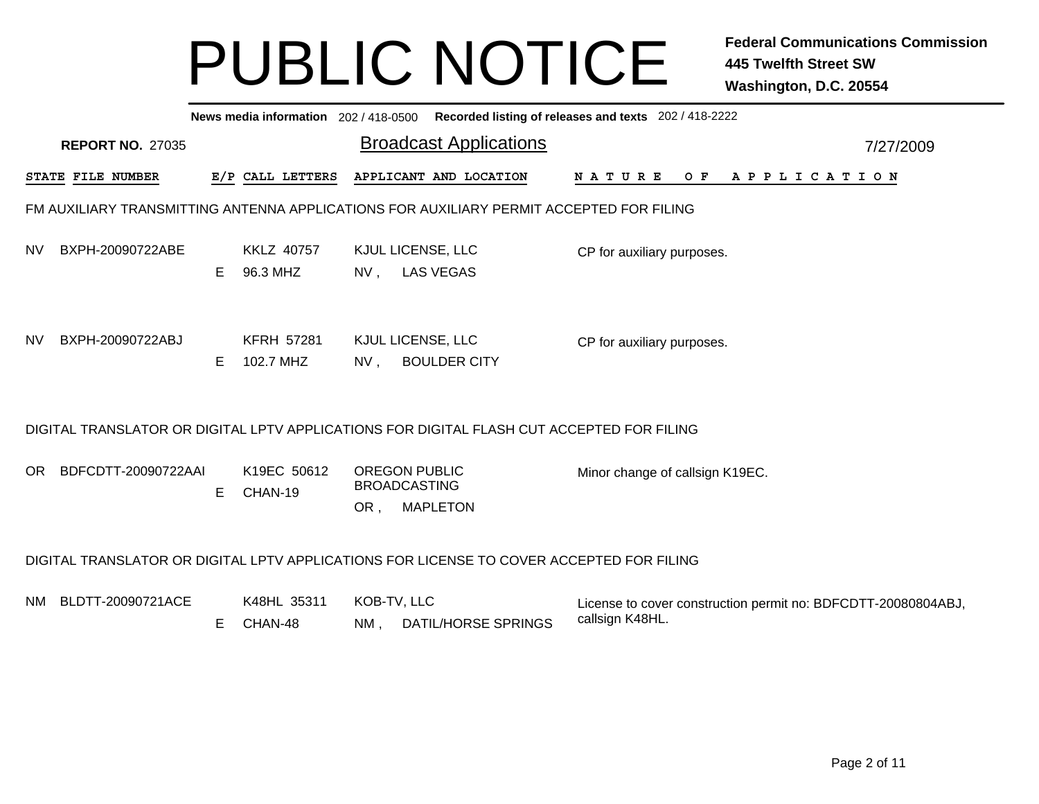# PUBLIC NOTICE

**Federal Communications Commission**
**445 Twelfth Street SW**
**Washington, D.C. 20554**

**News media information** 202 / 418-0500 **Recorded listing of releases and texts** 202 / 418-2222

**REPORT NO.** 27035

## Broadcast Applications

7/27/2009

| STATE | FILE NUMBER | E/P | CALL LETTERS | APPLICANT AND LOCATION | NATURE OF APPLICATION |
|---|---|---|---|---|---|

### FM AUXILIARY TRANSMITTING ANTENNA APPLICATIONS FOR AUXILIARY PERMIT ACCEPTED FOR FILING

| STATE | FILE NUMBER | E/P | CALL LETTERS | APPLICANT AND LOCATION | NATURE OF APPLICATION |
|---|---|---|---|---|---|
| NV | BXPH-20090722ABE | E | KKLZ 40757<br>96.3 MHZ | KJUL LICENSE, LLC<br>NV , LAS VEGAS | CP for auxiliary purposes. |
| NV | BXPH-20090722ABJ | E | KFRH 57281<br>102.7 MHZ | KJUL LICENSE, LLC<br>NV , BOULDER CITY | CP for auxiliary purposes. |

### DIGITAL TRANSLATOR OR DIGITAL LPTV APPLICATIONS FOR DIGITAL FLASH CUT ACCEPTED FOR FILING

| STATE | FILE NUMBER | E/P | CALL LETTERS | APPLICANT AND LOCATION | NATURE OF APPLICATION |
|---|---|---|---|---|---|
| OR | BDFCDTT-20090722AAI | E | K19EC 50612<br>CHAN-19 | OREGON PUBLIC BROADCASTING<br>OR , MAPLETON | Minor change of callsign K19EC. |

### DIGITAL TRANSLATOR OR DIGITAL LPTV APPLICATIONS FOR LICENSE TO COVER ACCEPTED FOR FILING

| STATE | FILE NUMBER | E/P | CALL LETTERS | APPLICANT AND LOCATION | NATURE OF APPLICATION |
|---|---|---|---|---|---|
| NM | BLDTT-20090721ACE | E | K48HL 35311<br>CHAN-48 | KOB-TV, LLC<br>NM , DATIL/HORSE SPRINGS | License to cover construction permit no: BDFCDTT-20080804ABJ, callsign K48HL. |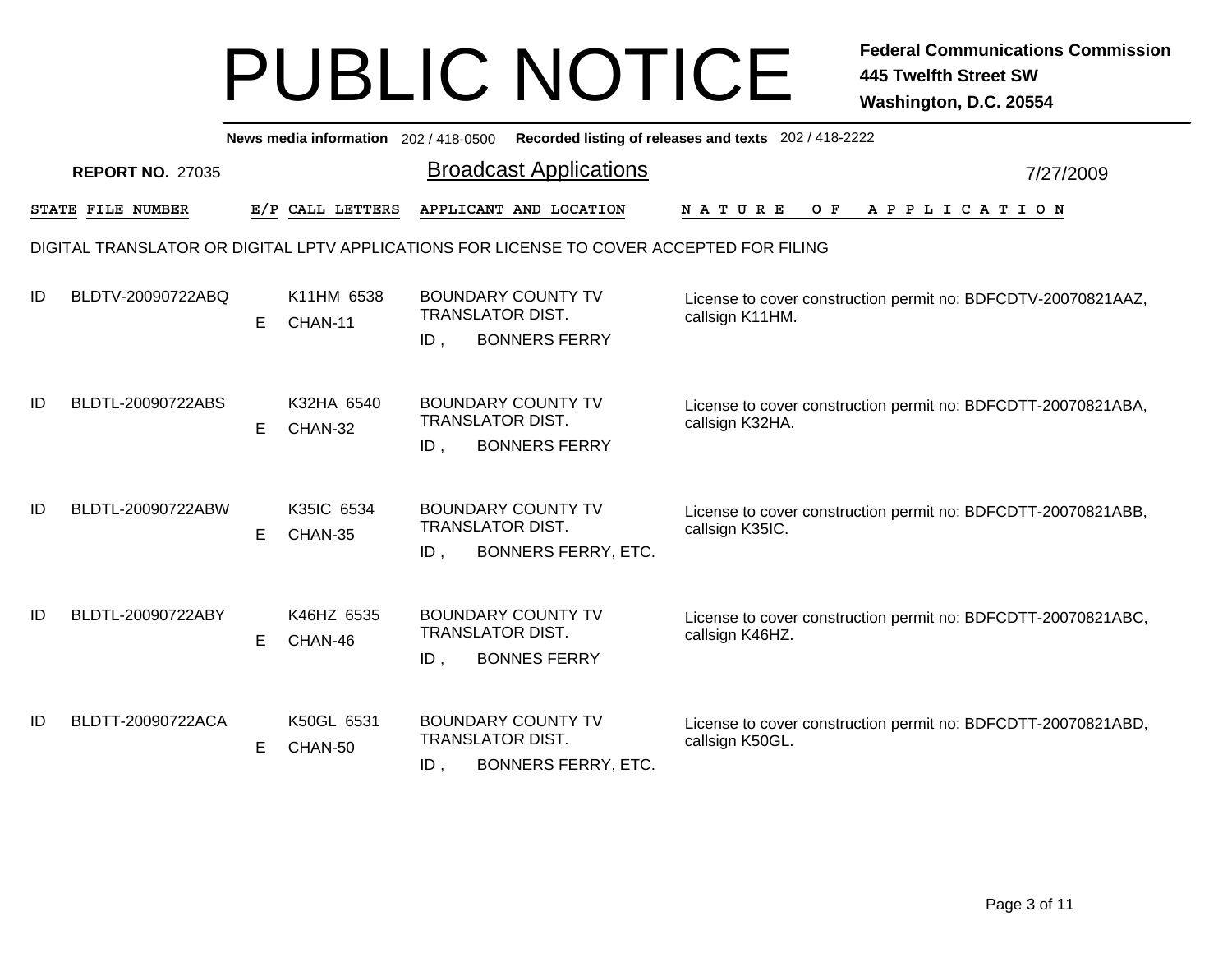# PUBLIC NOTICE

**Federal Communications Commission**
**445 Twelfth Street SW**
**Washington, D.C. 20554**

**News media information** 202 / 418-0500 **Recorded listing of releases and texts** 202 / 418-2222

**REPORT NO.** 27035

## Broadcast Applications

7/27/2009

DIGITAL TRANSLATOR OR DIGITAL LPTV APPLICATIONS FOR LICENSE TO COVER ACCEPTED FOR FILING

| STATE | FILE NUMBER | E/P | CALL LETTERS | APPLICANT AND LOCATION | NATURE OF APPLICATION |
|---|---|---|---|---|---|
| ID | BLDTV-20090722ABQ | E | K11HM 6538 CHAN-11 | BOUNDARY COUNTY TV TRANSLATOR DIST. ID , BONNERS FERRY | License to cover construction permit no: BDFCDTV-20070821AAZ, callsign K11HM. |
| ID | BLDTL-20090722ABS | E | K32HA 6540 CHAN-32 | BOUNDARY COUNTY TV TRANSLATOR DIST. ID , BONNERS FERRY | License to cover construction permit no: BDFCDTT-20070821ABA, callsign K32HA. |
| ID | BLDTL-20090722ABW | E | K35IC 6534 CHAN-35 | BOUNDARY COUNTY TV TRANSLATOR DIST. ID , BONNERS FERRY, ETC. | License to cover construction permit no: BDFCDTT-20070821ABB, callsign K35IC. |
| ID | BLDTL-20090722ABY | E | K46HZ 6535 CHAN-46 | BOUNDARY COUNTY TV TRANSLATOR DIST. ID , BONNES FERRY | License to cover construction permit no: BDFCDTT-20070821ABC, callsign K46HZ. |
| ID | BLDTT-20090722ACA | E | K50GL 6531 CHAN-50 | BOUNDARY COUNTY TV TRANSLATOR DIST. ID , BONNERS FERRY, ETC. | License to cover construction permit no: BDFCDTT-20070821ABD, callsign K50GL. |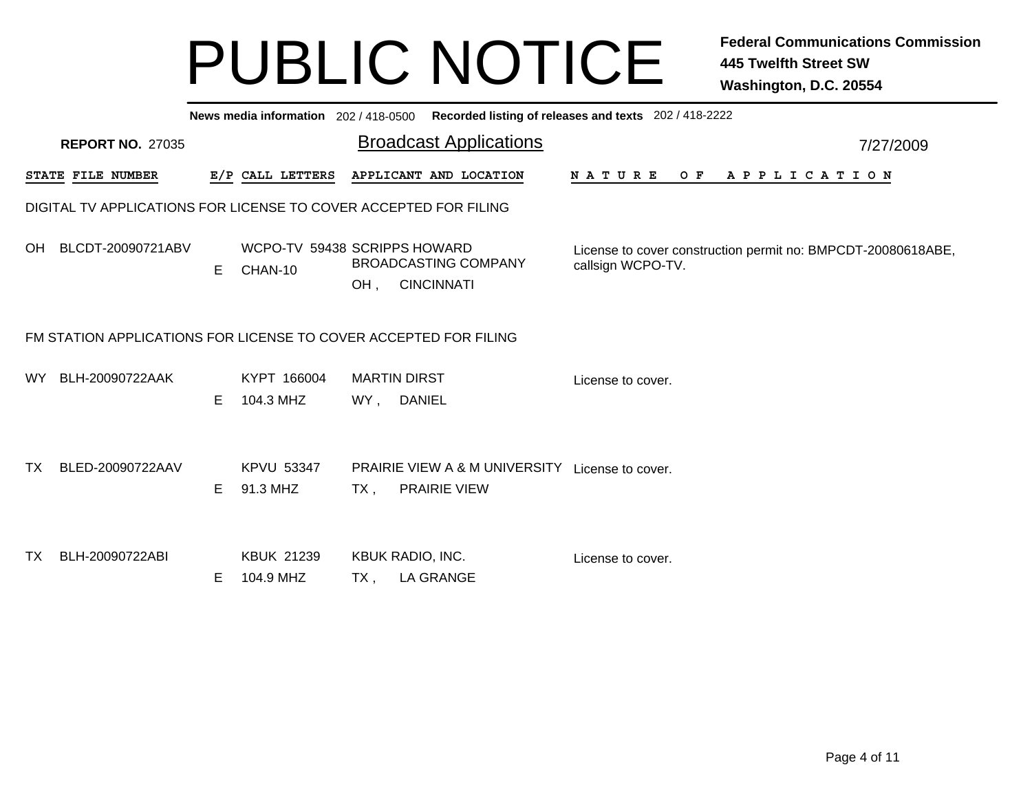# PUBLIC NOTICE

**Federal Communications Commission**
**445 Twelfth Street SW**
**Washington, D.C. 20554**

**News media information** 202 / 418-0500 **Recorded listing of releases and texts** 202 / 418-2222

**REPORT NO.** 27035

## Broadcast Applications

7/27/2009

### DIGITAL TV APPLICATIONS FOR LICENSE TO COVER ACCEPTED FOR FILING

| STATE | FILE NUMBER | E/P | CALL LETTERS | APPLICANT AND LOCATION | NATURE OF APPLICATION |
|---|---|---|---|---|---|
| OH | BLCDT-20090721ABV | E | WCPO-TV 59438<br>CHAN-10 | SCRIPPS HOWARD BROADCASTING COMPANY<br>OH , CINCINNATI | License to cover construction permit no: BMPCDT-20080618ABE, callsign WCPO-TV. |

### FM STATION APPLICATIONS FOR LICENSE TO COVER ACCEPTED FOR FILING

| STATE | FILE NUMBER | E/P | CALL LETTERS | APPLICANT AND LOCATION | NATURE OF APPLICATION |
|---|---|---|---|---|---|
| WY | BLH-20090722AAK | E | KYPT 166004<br>104.3 MHZ | MARTIN DIRST<br>WY , DANIEL | License to cover. |
| TX | BLED-20090722AAV | E | KPVU 53347<br>91.3 MHZ | PRAIRIE VIEW A & M UNIVERSITY<br>TX , PRAIRIE VIEW | License to cover. |
| TX | BLH-20090722ABI | E | KBUK 21239<br>104.9 MHZ | KBUK RADIO, INC.<br>TX , LA GRANGE | License to cover. |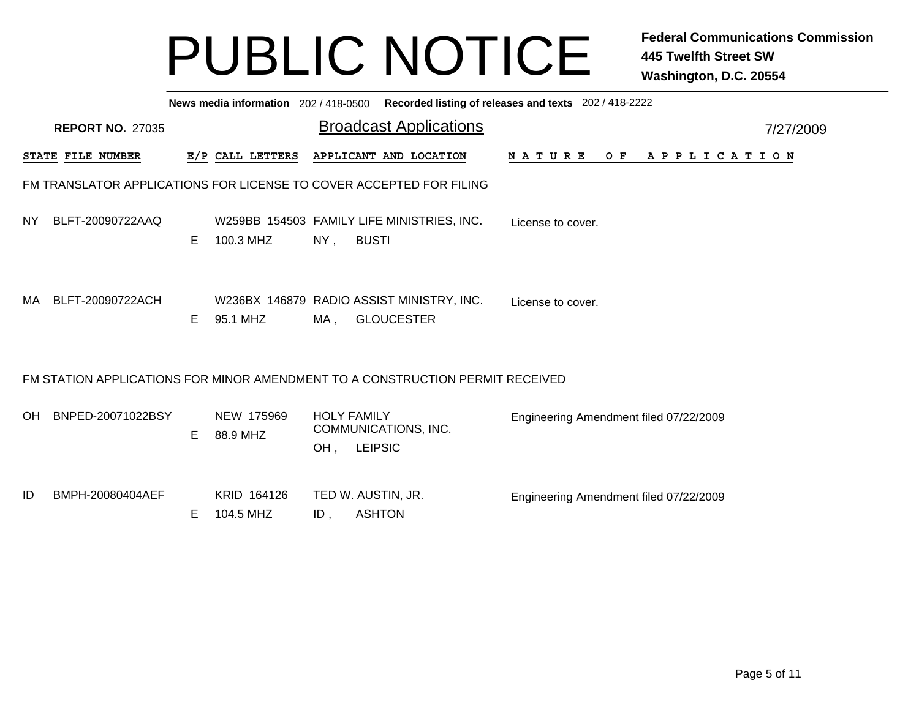# PUBLIC NOTICE

**Federal Communications Commission**
**445 Twelfth Street SW**
**Washington, D.C. 20554**

**News media information** 202 / 418-0500 **Recorded listing of releases and texts** 202 / 418-2222

**REPORT NO.** 27035

## Broadcast Applications

7/27/2009

### FM TRANSLATOR APPLICATIONS FOR LICENSE TO COVER ACCEPTED FOR FILING

| STATE | FILE NUMBER | E/P | CALL LETTERS | APPLICANT AND LOCATION | NATURE OF APPLICATION |
|---|---|---|---|---|---|
| NY | BLFT-20090722AAQ | E | W259BB 154503<br>100.3 MHZ | FAMILY LIFE MINISTRIES, INC.<br>NY , BUSTI | License to cover. |
| MA | BLFT-20090722ACH | E | W236BX 146879<br>95.1 MHZ | RADIO ASSIST MINISTRY, INC.<br>MA , GLOUCESTER | License to cover. |

### FM STATION APPLICATIONS FOR MINOR AMENDMENT TO A CONSTRUCTION PERMIT RECEIVED

| STATE | FILE NUMBER | E/P | CALL LETTERS | APPLICANT AND LOCATION | NATURE OF APPLICATION |
|---|---|---|---|---|---|
| OH | BNPED-20071022BSY | E | NEW 175969<br>88.9 MHZ | HOLY FAMILY COMMUNICATIONS, INC.<br>OH , LEIPSIC | Engineering Amendment filed 07/22/2009 |
| ID | BMPH-20080404AEF | E | KRID 164126<br>104.5 MHZ | TED W. AUSTIN, JR.<br>ID , ASHTON | Engineering Amendment filed 07/22/2009 |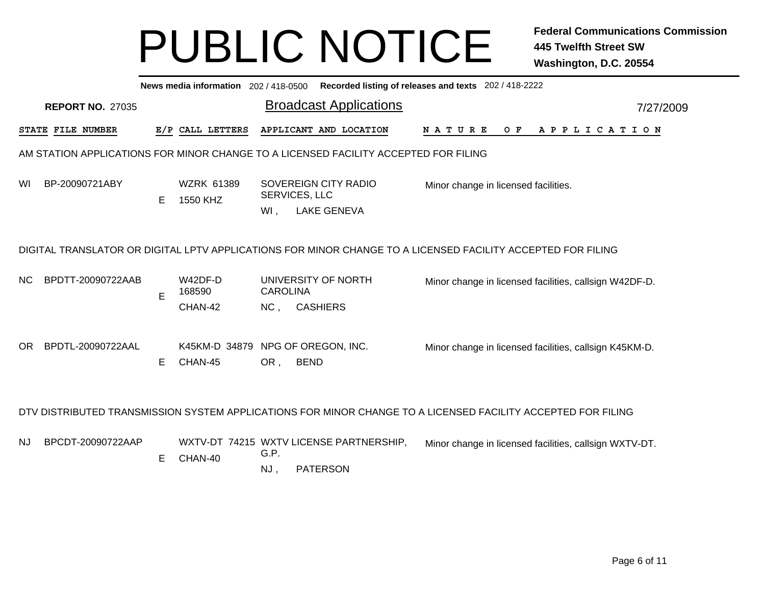# PUBLIC NOTICE

**Federal Communications Commission**
**445 Twelfth Street SW**
**Washington, D.C. 20554**

**News media information** 202 / 418-0500 **Recorded listing of releases and texts** 202 / 418-2222

**REPORT NO.** 27035

## Broadcast Applications

7/27/2009

| STATE | FILE NUMBER | E/P | CALL LETTERS | APPLICANT AND LOCATION | NATURE OF APPLICATION |
|---|---|---|---|---|---|

### AM STATION APPLICATIONS FOR MINOR CHANGE TO A LICENSED FACILITY ACCEPTED FOR FILING

| STATE | FILE NUMBER | E/P | CALL LETTERS | APPLICANT AND LOCATION | NATURE OF APPLICATION |
|---|---|---|---|---|---|
| WI | BP-20090721ABY | E | WZRK 61389<br>1550 KHZ | SOVEREIGN CITY RADIO SERVICES, LLC<br>WI , LAKE GENEVA | Minor change in licensed facilities. |

### DIGITAL TRANSLATOR OR DIGITAL LPTV APPLICATIONS FOR MINOR CHANGE TO A LICENSED FACILITY ACCEPTED FOR FILING

| STATE | FILE NUMBER | E/P | CALL LETTERS | APPLICANT AND LOCATION | NATURE OF APPLICATION |
|---|---|---|---|---|---|
| NC | BPDTT-20090722AAB | E | W42DF-D 168590<br>CHAN-42 | UNIVERSITY OF NORTH CAROLINA<br>NC , CASHIERS | Minor change in licensed facilities, callsign W42DF-D. |
| OR | BPDTL-20090722AAL | E | K45KM-D 34879<br>CHAN-45 | NPG OF OREGON, INC.<br>OR , BEND | Minor change in licensed facilities, callsign K45KM-D. |

### DTV DISTRIBUTED TRANSMISSION SYSTEM APPLICATIONS FOR MINOR CHANGE TO A LICENSED FACILITY ACCEPTED FOR FILING

| STATE | FILE NUMBER | E/P | CALL LETTERS | APPLICANT AND LOCATION | NATURE OF APPLICATION |
|---|---|---|---|---|---|
| NJ | BPCDT-20090722AAP | E | WXTV-DT 74215<br>CHAN-40 | WXTV LICENSE PARTNERSHIP, G.P.<br>NJ , PATERSON | Minor change in licensed facilities, callsign WXTV-DT. |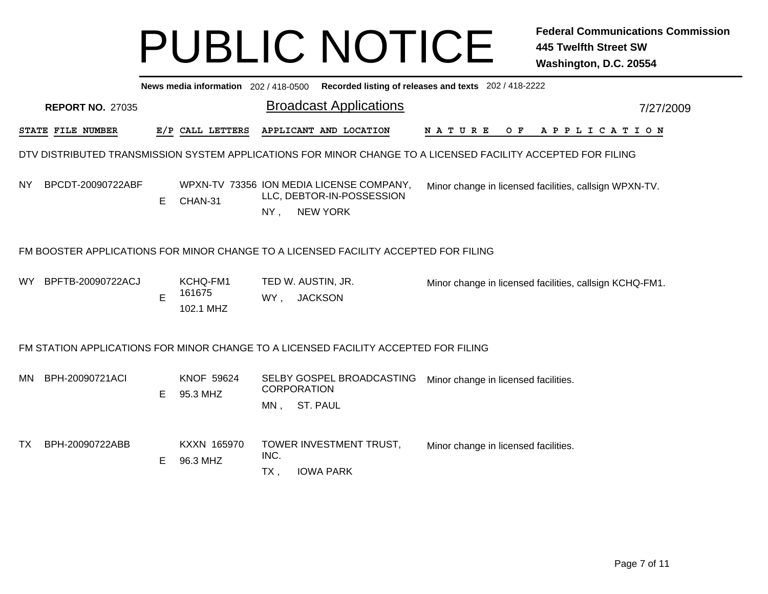# PUBLIC NOTICE

**Federal Communications Commission**
**445 Twelfth Street SW**
**Washington, D.C. 20554**

**News media information** 202 / 418-0500 **Recorded listing of releases and texts** 202 / 418-2222

**REPORT NO.** 27035

## Broadcast Applications

7/27/2009

### DTV DISTRIBUTED TRANSMISSION SYSTEM APPLICATIONS FOR MINOR CHANGE TO A LICENSED FACILITY ACCEPTED FOR FILING

| STATE | FILE NUMBER | E/P | CALL LETTERS | APPLICANT AND LOCATION | NATURE OF APPLICATION |
|---|---|---|---|---|---|
| NY | BPCDT-20090722ABF | E | WPXN-TV 73356 CHAN-31 | ION MEDIA LICENSE COMPANY, LLC, DEBTOR-IN-POSSESSION NY , NEW YORK | Minor change in licensed facilities, callsign WPXN-TV. |

### FM BOOSTER APPLICATIONS FOR MINOR CHANGE TO A LICENSED FACILITY ACCEPTED FOR FILING

| STATE | FILE NUMBER | E/P | CALL LETTERS | APPLICANT AND LOCATION | NATURE OF APPLICATION |
|---|---|---|---|---|---|
| WY | BPFTB-20090722ACJ | E | KCHQ-FM1 161675 102.1 MHZ | TED W. AUSTIN, JR. WY , JACKSON | Minor change in licensed facilities, callsign KCHQ-FM1. |

### FM STATION APPLICATIONS FOR MINOR CHANGE TO A LICENSED FACILITY ACCEPTED FOR FILING

| STATE | FILE NUMBER | E/P | CALL LETTERS | APPLICANT AND LOCATION | NATURE OF APPLICATION |
|---|---|---|---|---|---|
| MN | BPH-20090721ACI | E | KNOF 59624 95.3 MHZ | SELBY GOSPEL BROADCASTING CORPORATION MN , ST. PAUL | Minor change in licensed facilities. |
| TX | BPH-20090722ABB | E | KXXN 165970 96.3 MHZ | TOWER INVESTMENT TRUST, INC. TX , IOWA PARK | Minor change in licensed facilities. |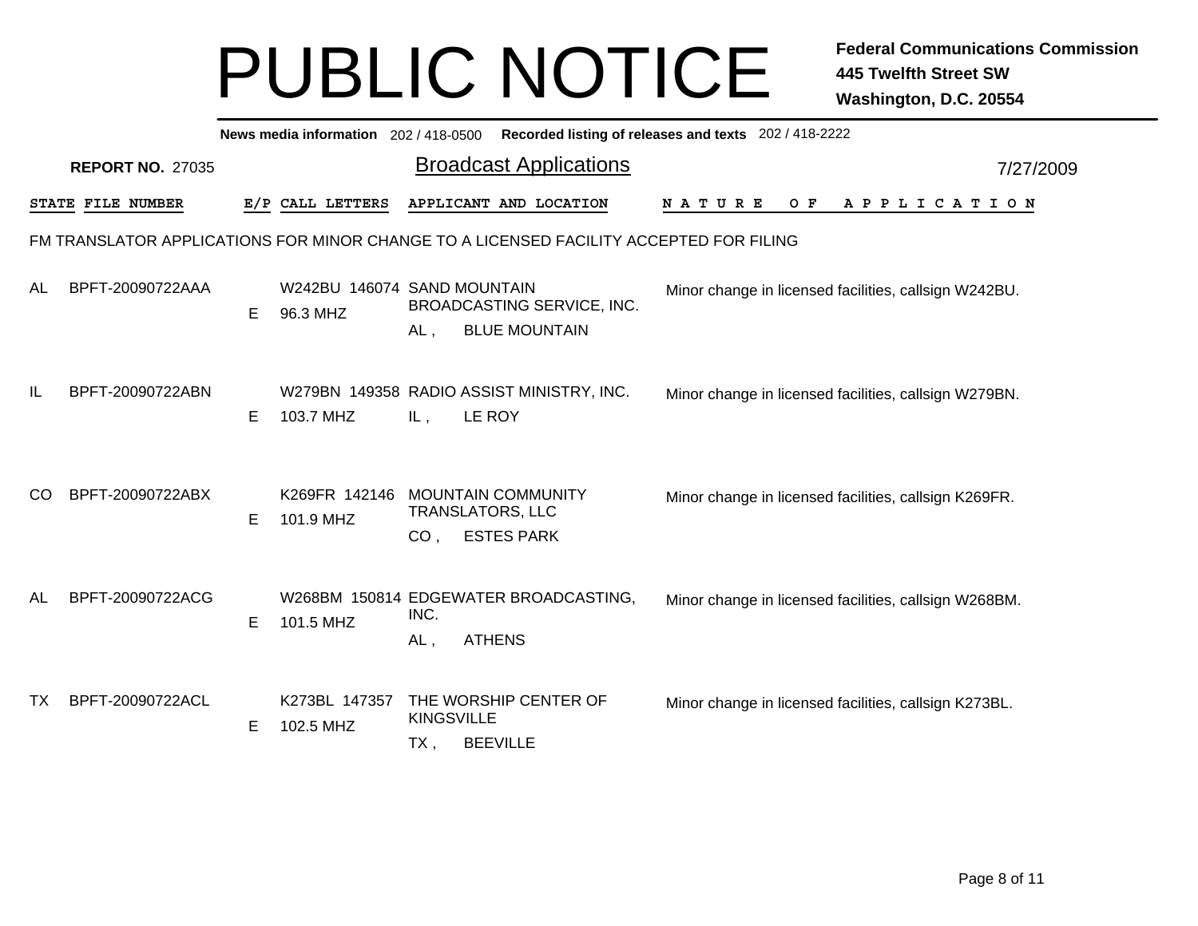# PUBLIC NOTICE

**Federal Communications Commission**
**445 Twelfth Street SW**
**Washington, D.C. 20554**

**News media information** 202 / 418-0500 **Recorded listing of releases and texts** 202 / 418-2222

**REPORT NO.** 27035

## Broadcast Applications

7/27/2009

FM TRANSLATOR APPLICATIONS FOR MINOR CHANGE TO A LICENSED FACILITY ACCEPTED FOR FILING

| STATE | FILE NUMBER | E/P | CALL LETTERS | APPLICANT AND LOCATION | NATURE OF APPLICATION |
|---|---|---|---|---|---|
| AL | BPFT-20090722AAA | E | W242BU 146074<br>96.3 MHZ | SAND MOUNTAIN BROADCASTING SERVICE, INC.<br>AL , BLUE MOUNTAIN | Minor change in licensed facilities, callsign W242BU. |
| IL | BPFT-20090722ABN | E | W279BN 149358<br>103.7 MHZ | RADIO ASSIST MINISTRY, INC.<br>IL , LE ROY | Minor change in licensed facilities, callsign W279BN. |
| CO | BPFT-20090722ABX | E | K269FR 142146<br>101.9 MHZ | MOUNTAIN COMMUNITY TRANSLATORS, LLC<br>CO , ESTES PARK | Minor change in licensed facilities, callsign K269FR. |
| AL | BPFT-20090722ACG | E | W268BM 150814<br>101.5 MHZ | EDGEWATER BROADCASTING, INC.<br>AL , ATHENS | Minor change in licensed facilities, callsign W268BM. |
| TX | BPFT-20090722ACL | E | K273BL 147357<br>102.5 MHZ | THE WORSHIP CENTER OF KINGSVILLE<br>TX , BEEVILLE | Minor change in licensed facilities, callsign K273BL. |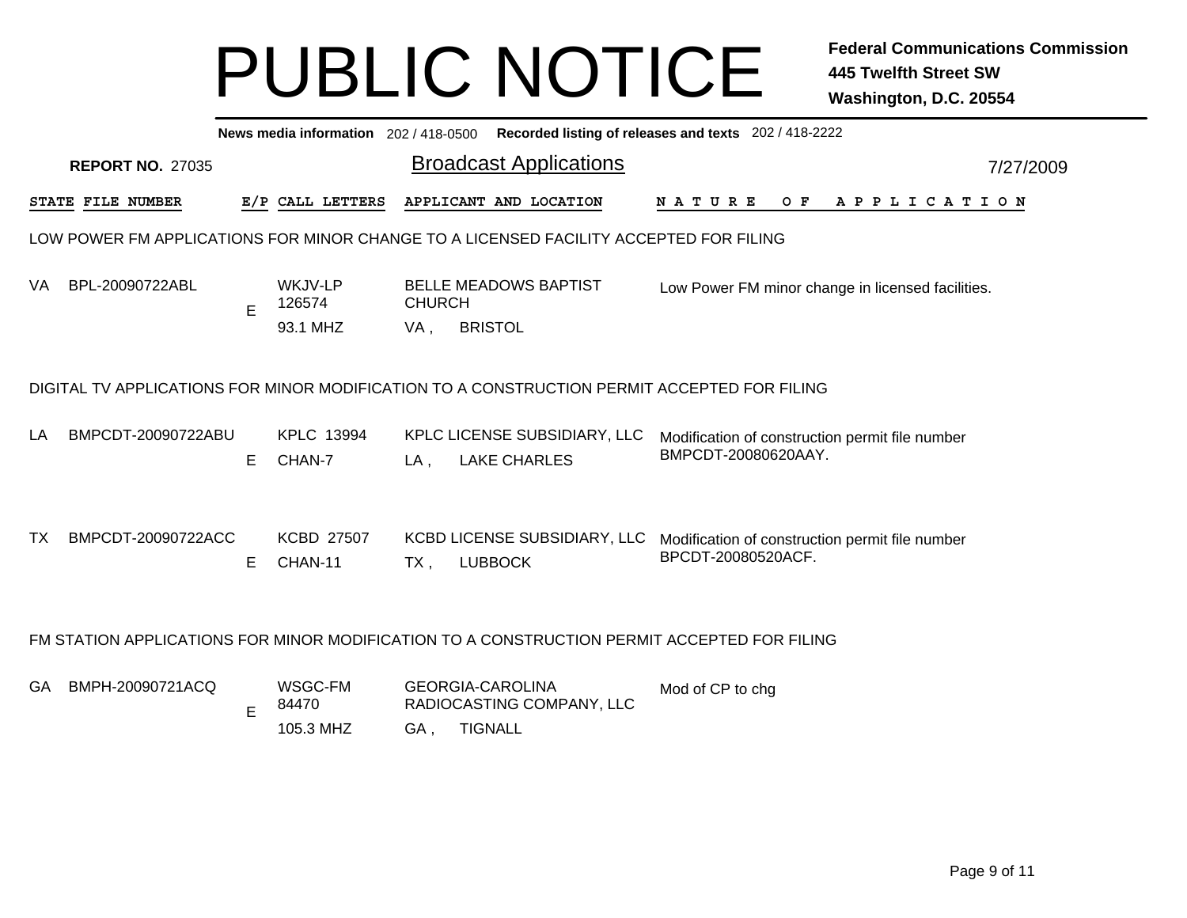# PUBLIC NOTICE

**Federal Communications Commission**
**445 Twelfth Street SW**
**Washington, D.C. 20554**

**News media information** 202 / 418-0500 **Recorded listing of releases and texts** 202 / 418-2222

**REPORT NO.** 27035

## Broadcast Applications

7/27/2009

| STATE | FILE NUMBER | E/P | CALL LETTERS | APPLICANT AND LOCATION | NATURE OF APPLICATION |
|---|---|---|---|---|---|

### LOW POWER FM APPLICATIONS FOR MINOR CHANGE TO A LICENSED FACILITY ACCEPTED FOR FILING

| STATE | FILE NUMBER | E/P | CALL LETTERS | APPLICANT AND LOCATION | NATURE OF APPLICATION |
|---|---|---|---|---|---|
| VA | BPL-20090722ABL | E | WKJV-LP 126574 93.1 MHZ | BELLE MEADOWS BAPTIST CHURCH VA , BRISTOL | Low Power FM minor change in licensed facilities. |

### DIGITAL TV APPLICATIONS FOR MINOR MODIFICATION TO A CONSTRUCTION PERMIT ACCEPTED FOR FILING

| STATE | FILE NUMBER | E/P | CALL LETTERS | APPLICANT AND LOCATION | NATURE OF APPLICATION |
|---|---|---|---|---|---|
| LA | BMPCDT-20090722ABU | E | KPLC 13994 CHAN-7 | KPLC LICENSE SUBSIDIARY, LLC LA , LAKE CHARLES | Modification of construction permit file number BMPCDT-20080620AAY. |
| TX | BMPCDT-20090722ACC | E | KCBD 27507 CHAN-11 | KCBD LICENSE SUBSIDIARY, LLC TX , LUBBOCK | Modification of construction permit file number BPCDT-20080520ACF. |

### FM STATION APPLICATIONS FOR MINOR MODIFICATION TO A CONSTRUCTION PERMIT ACCEPTED FOR FILING

| STATE | FILE NUMBER | E/P | CALL LETTERS | APPLICANT AND LOCATION | NATURE OF APPLICATION |
|---|---|---|---|---|---|
| GA | BMPH-20090721ACQ | E | WSGC-FM 84470 105.3 MHZ | GEORGIA-CAROLINA RADIOCASTING COMPANY, LLC GA , TIGNALL | Mod of CP to chg |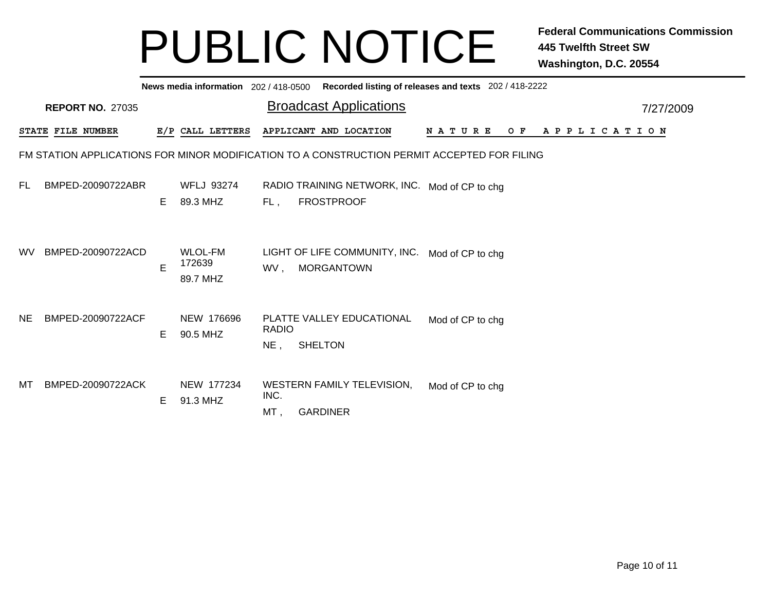# PUBLIC NOTICE

**Federal Communications Commission**
**445 Twelfth Street SW**
**Washington, D.C. 20554**

**News media information** 202 / 418-0500 **Recorded listing of releases and texts** 202 / 418-2222

**REPORT NO.** 27035

## Broadcast Applications

7/27/2009

FM STATION APPLICATIONS FOR MINOR MODIFICATION TO A CONSTRUCTION PERMIT ACCEPTED FOR FILING

| STATE | FILE NUMBER | E/P | CALL LETTERS | APPLICANT AND LOCATION | NATURE OF APPLICATION |
|---|---|---|---|---|---|
| FL | BMPED-20090722ABR | E | WFLJ 93274<br>89.3 MHZ | RADIO TRAINING NETWORK, INC.<br>FL , FROSTPROOF | Mod of CP to chg |
| WV | BMPED-20090722ACD | E | WLOL-FM 172639<br>89.7 MHZ | LIGHT OF LIFE COMMUNITY, INC.<br>WV , MORGANTOWN | Mod of CP to chg |
| NE | BMPED-20090722ACF | E | NEW 176696<br>90.5 MHZ | PLATTE VALLEY EDUCATIONAL RADIO<br>NE , SHELTON | Mod of CP to chg |
| MT | BMPED-20090722ACK | E | NEW 177234<br>91.3 MHZ | WESTERN FAMILY TELEVISION, INC.<br>MT , GARDINER | Mod of CP to chg |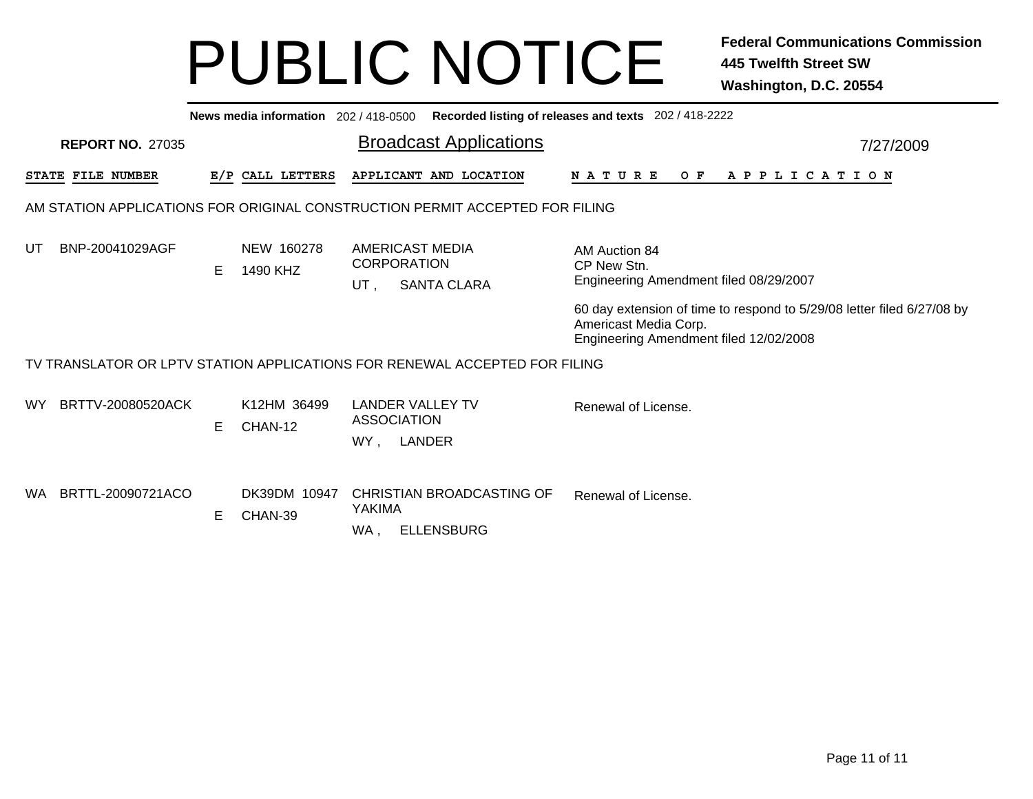# PUBLIC NOTICE

**Federal Communications Commission**
**445 Twelfth Street SW**
**Washington, D.C. 20554**

**News media information** 202 / 418-0500 **Recorded listing of releases and texts** 202 / 418-2222

**REPORT NO.** 27035

## Broadcast Applications

7/27/2009

| STATE | FILE NUMBER | E/P | CALL LETTERS | APPLICANT AND LOCATION | NATURE OF APPLICATION |
|---|---|---|---|---|---|
| **AM STATION APPLICATIONS FOR ORIGINAL CONSTRUCTION PERMIT ACCEPTED FOR FILING** | | | | | |
| UT | BNP-20041029AGF | E | NEW 160278<br>1490 KHZ | AMERICAST MEDIA CORPORATION<br>UT , SANTA CLARA | AM Auction 84<br>CP New Stn.<br>Engineering Amendment filed 08/29/2007<br><br>60 day extension of time to respond to 5/29/08 letter filed 6/27/08 by Americast Media Corp.<br>Engineering Amendment filed 12/02/2008 |
| **TV TRANSLATOR OR LPTV STATION APPLICATIONS FOR RENEWAL ACCEPTED FOR FILING** | | | | | |
| WY | BRTTV-20080520ACK | E | K12HM 36499<br>CHAN-12 | LANDER VALLEY TV ASSOCIATION<br>WY , LANDER | Renewal of License. |
| WA | BRTTL-20090721ACO | E | DK39DM 10947<br>CHAN-39 | CHRISTIAN BROADCASTING OF YAKIMA<br>WA , ELLENSBURG | Renewal of License. |